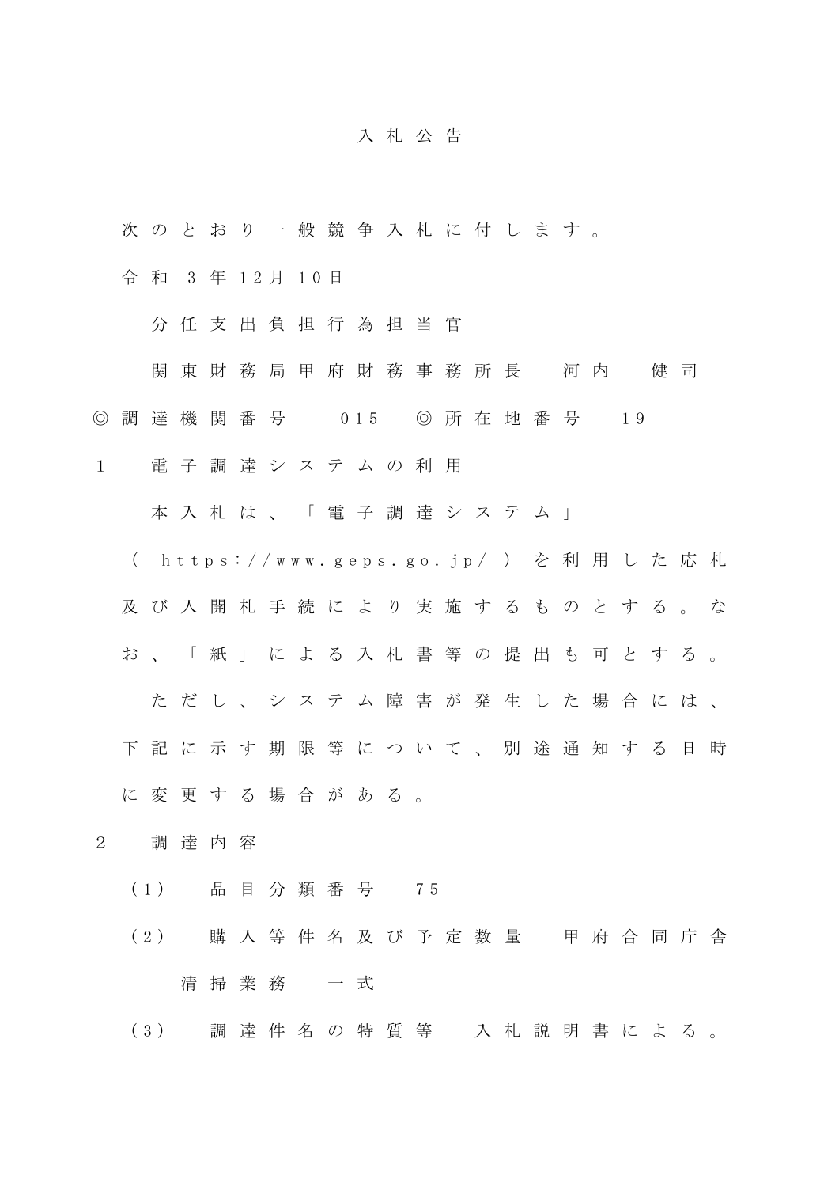# 入札公告

次のとおり一般競争入札に付します。

令和３年12月10日

分任支出負担行為担当官

関東財務局甲府財務事務所長　河内　健司

◎調達機関番号　015　◎所在地番号　19

１　電子調達システムの利用

本入札は、「電子調達システム」（https://www.geps.go.jp/）を利用した応札及び入開札手続により実施するものとする。なお、「紙」による入札書等の提出も可とする。

ただし、システム障害が発生した場合には、下記に示す期限等について、別途通知する日時に変更する場合がある。

２　調達内容

（1）　品目分類番号　75

（2）　購入等件名及び予定数量　甲府合同庁舎清掃業務　一式

（3）　調達件名の特質等　入札説明書による。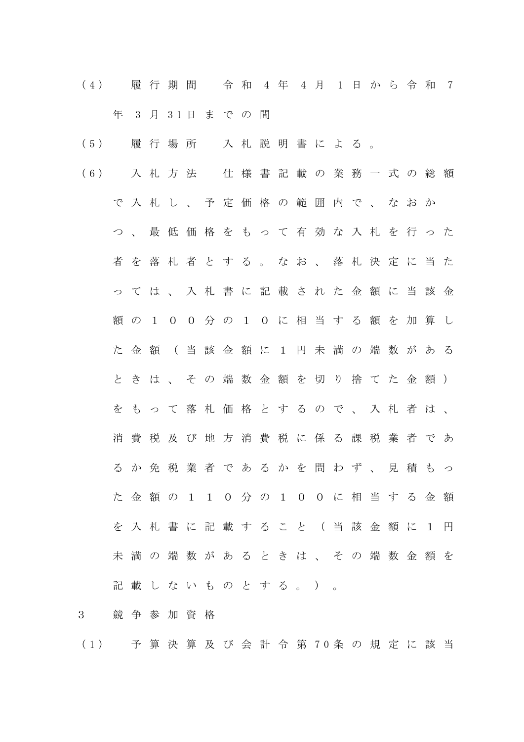（4）　履行期間　令和４年４月１日から令和７年３月31日までの間

（5）　履行場所　入札説明書による。

（6）　入札方法　仕様書記載の業務一式の総額で入札し、予定価格の範囲内で、なおかつ、最低価格をもって有効な入札を行った者を落札者とする。なお、落札決定に当たっては、入札書に記載された金額に当該金額の１００分の１０に相当する額を加算した金額（当該金額に１円未満の端数があるときは、その端数金額を切り捨てた金額）をもって落札価格とするので、入札者は、消費税及び地方消費税に係る課税業者であるか免税業者であるかを問わず、見積もった金額の１１０分の１００に相当する金額を入札書に記載すること（当該金額に１円未満の端数があるときは、その端数金額を記載しないものとする。）。

3　競争参加資格

（1）　予算決算及び会計令第70条の規定に該当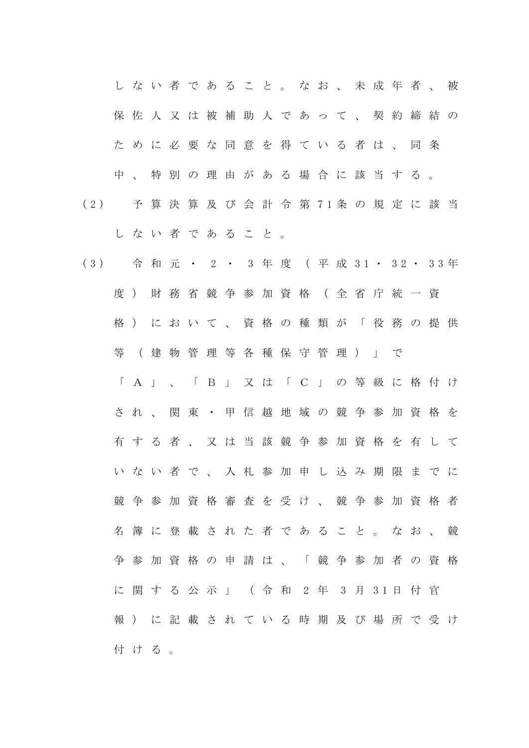しない者であること。なお、未成年者、被保佐人又は被補助人であって、契約締結のために必要な同意を得ている者は、同条中、特別の理由がある場合に該当する。

(2)　予算決算及び会計令第71条の規定に該当しない者であること。

(3)　令和元・2・3年度（平成31・32・33年度）財務省競争参加資格（全省庁統一資格）において、資格の種類が「役務の提供等（建物管理等各種保守管理）」で「A」、「B」又は「C」の等級に格付けされ、関東・甲信越地域の競争参加資格を有する者、又は当該競争参加資格を有していない者で、入札参加申し込み期限までに競争参加資格審査を受け、競争参加資格者名簿に登載された者であること。なお、競争参加資格の申請は、「競争参加者の資格に関する公示」（令和2年3月31日付官報）に記載されている時期及び場所で受け付ける。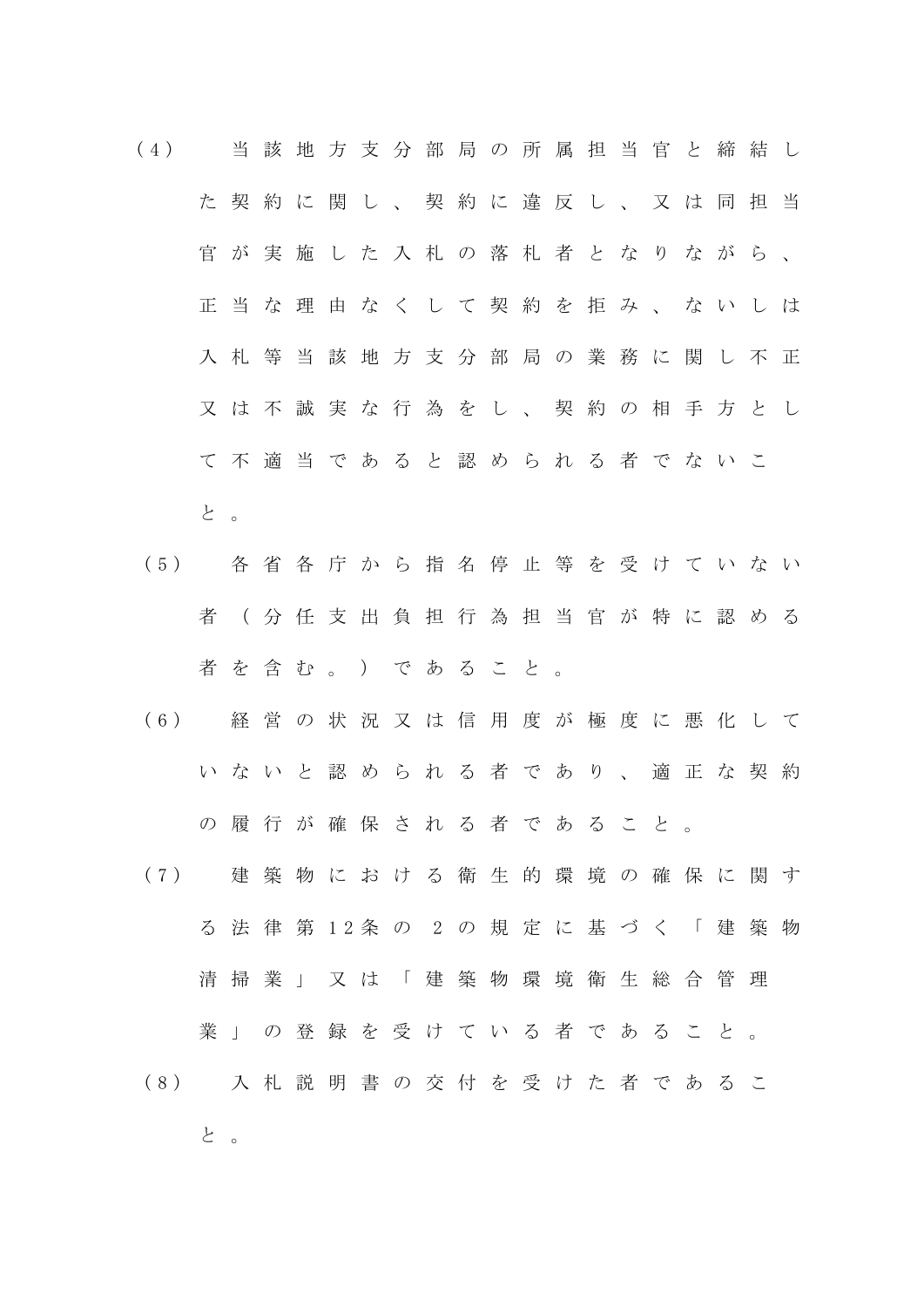（4）　当該地方支分部局の所属担当官と締結した契約に関し、契約に違反し、又は同担当官が実施した入札の落札者となりながら、正当な理由なくして契約を拒み、ないしは入札等当該地方支分部局の業務に関し不正又は不誠実な行為をし、契約の相手方として不適当であると認められる者でないこと。

（5）　各省各庁から指名停止等を受けていない者（分任支出負担行為担当官が特に認める者を含む。）であること。

（6）　経営の状況又は信用度が極度に悪化していないと認められる者であり、適正な契約の履行が確保される者であること。

（7）　建築物における衛生的環境の確保に関する法律第12条の2の規定に基づく「建築物清掃業」又は「建築物環境衛生総合管理業」の登録を受けている者であること。

（8）　入札説明書の交付を受けた者であること。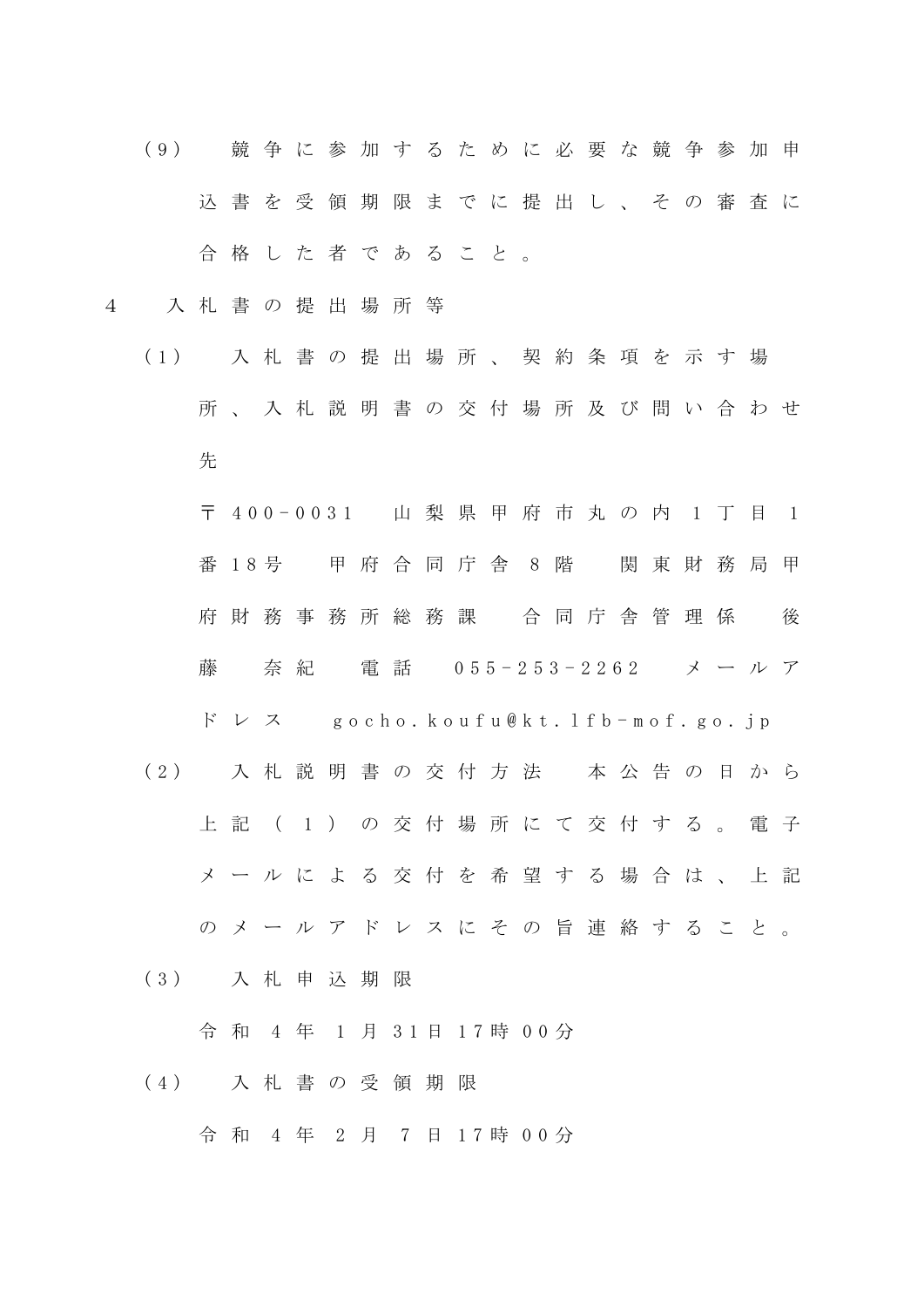（9）　競争に参加するために必要な競争参加申込書を受領期限までに提出し、その審査に合格した者であること。

4　入札書の提出場所等

（1）　入札書の提出場所、契約条項を示す場所、入札説明書の交付場所及び問い合わせ先

〒400-0031　山梨県甲府市丸の内1丁目1番18号　甲府合同庁舎8階　関東財務局甲府財務事務所総務課　合同庁舎管理係　後藤　奈紀　電話　055-253-2262　メールアドレス　gocho.koufu@kt.lfb-mof.go.jp

（2）　入札説明書の交付方法　本公告の日から上記（1）の交付場所にて交付する。電子メールによる交付を希望する場合は、上記のメールアドレスにその旨連絡すること。

（3）　入札申込期限

令和4年1月31日17時00分

（4）　入札書の受領期限

令和4年2月7日17時00分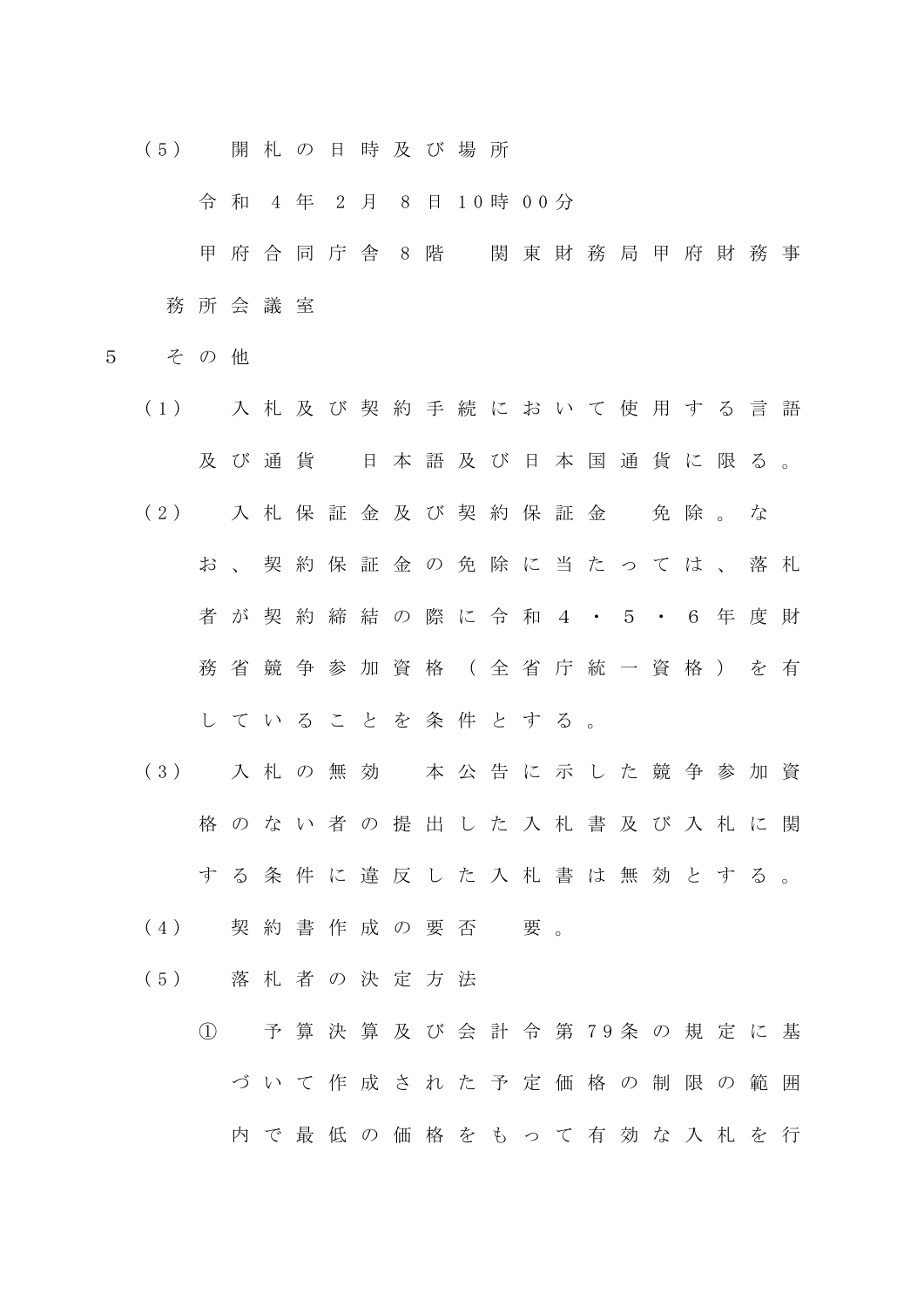（5）　開札の日時及び場所

令和４年２月８日10時00分

甲府合同庁舎８階　関東財務局甲府財務事務所会議室

5　その他

（1）　入札及び契約手続において使用する言語及び通貨　日本語及び日本国通貨に限る。

（2）　入札保証金及び契約保証金　免除。なお、契約保証金の免除に当たっては、落札者が契約締結の際に令和４・５・６年度財務省競争参加資格（全省庁統一資格）を有していることを条件とする。

（3）　入札の無効　本公告に示した競争参加資格のない者の提出した入札書及び入札に関する条件に違反した入札書は無効とする。

（4）　契約書作成の要否　要。

（5）　落札者の決定方法

①　予算決算及び会計令第79条の規定に基づいて作成された予定価格の制限の範囲内で最低の価格をもって有効な入札を行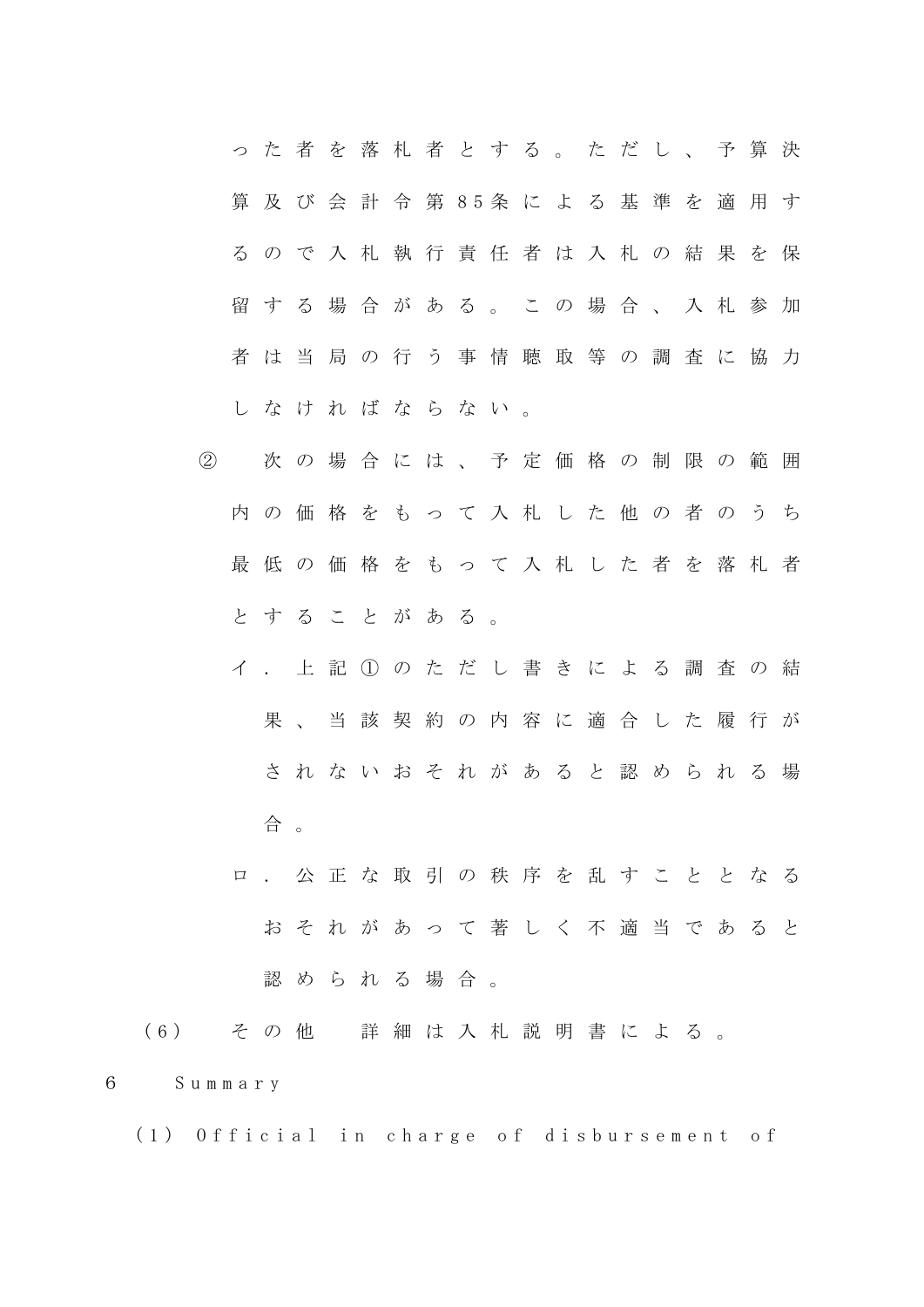った者を落札者とする。ただし、予算決算及び会計令第85条による基準を適用するので入札執行責任者は入札の結果を保留する場合がある。この場合、入札参加者は当局の行う事情聴取等の調査に協力しなければならない。

② 次の場合には、予定価格の制限の範囲内の価格をもって入札した他の者のうち最低の価格をもって入札した者を落札者とすることがある。

イ．上記①のただし書きによる調査の結果、当該契約の内容に適合した履行がされないおそれがあると認められる場合。

ロ．公正な取引の秩序を乱すこととなるおそれがあって著しく不適当であると認められる場合。

（6） その他　詳細は入札説明書による。

6 Summary

（1） Official in charge of disbursement of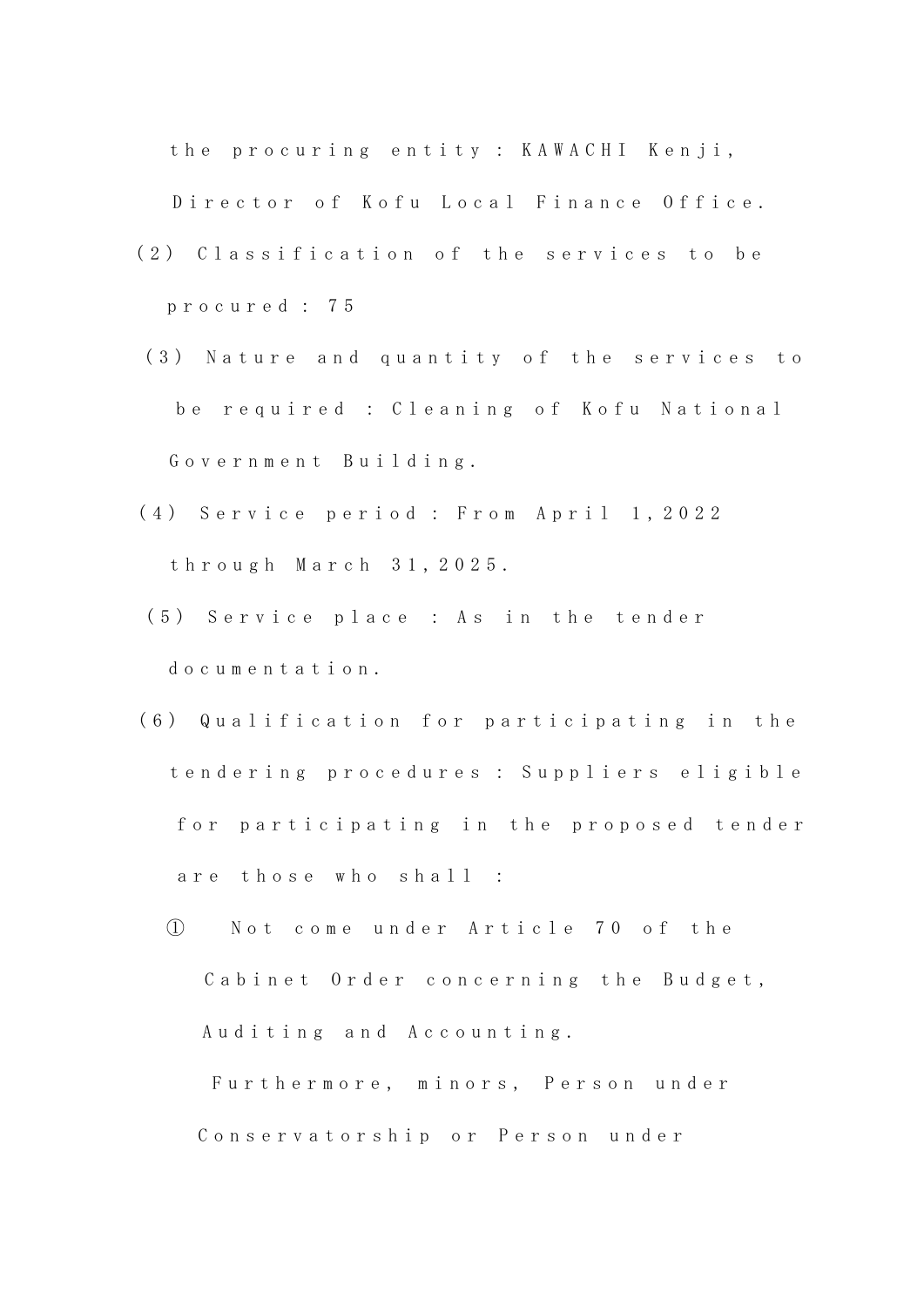the procuring entity : KAWACHI Kenji, Director of Kofu Local Finance Office.

(2) Classification of the services to be procured : 75

(3) Nature and quantity of the services to be required : Cleaning of Kofu National Government Building.

(4) Service period : From April 1,2022 through March 31,2025.

(5) Service place : As in the tender documentation.

(6) Qualification for participating in the tendering procedures : Suppliers eligible for participating in the proposed tender are those who shall :

① Not come under Article 70 of the Cabinet Order concerning the Budget, Auditing and Accounting.

Furthermore, minors, Person under Conservatorship or Person under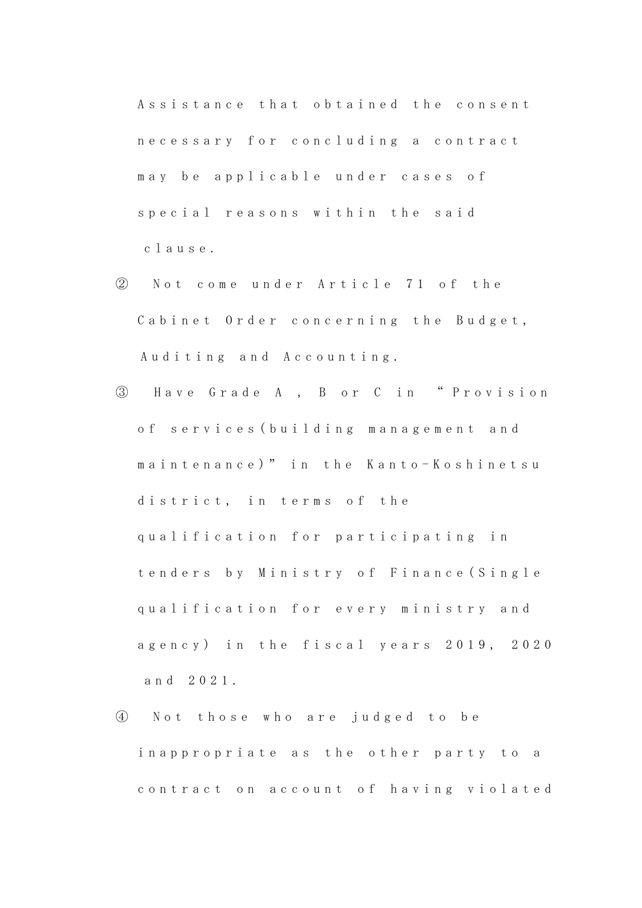Assistance that obtained the consent necessary for concluding a contract may be applicable under cases of special reasons within the said clause.

② Not come under Article 71 of the Cabinet Order concerning the Budget, Auditing and Accounting.

③ Have Grade A , B or C in "Provision of services(building management and maintenance)" in the Kanto-Koshinetsu district, in terms of the qualification for participating in tenders by Ministry of Finance(Single qualification for every ministry and agency) in the fiscal years 2019, 2020 and 2021.

④ Not those who are judged to be inappropriate as the other party to a contract on account of having violated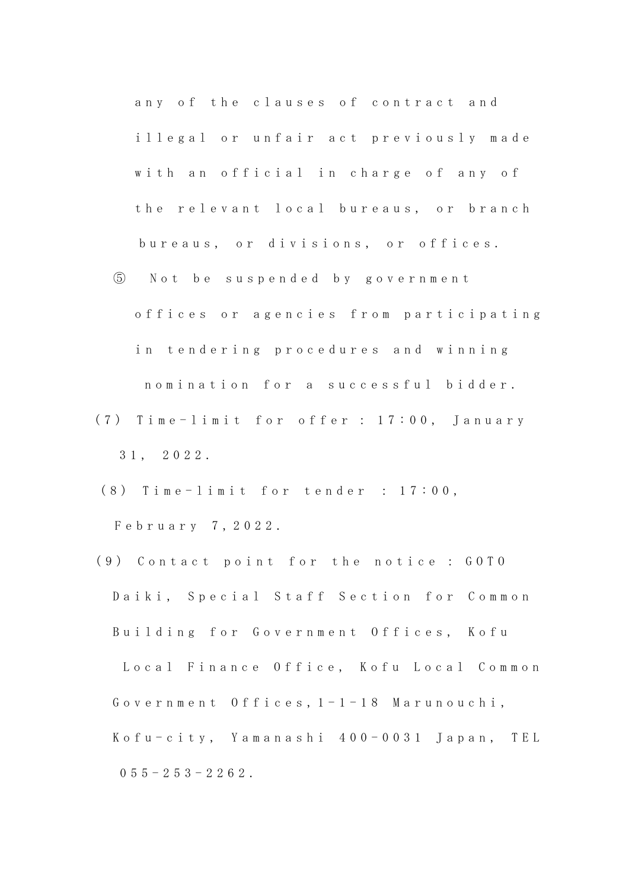any of the clauses of contract and illegal or unfair act previously made with an official in charge of any of the relevant local bureaus, or branch bureaus, or divisions, or offices.

⑤ Not be suspended by government offices or agencies from participating in tendering procedures and winning nomination for a successful bidder.

(7) Time-limit for offer : 17:00, January 31, 2022.

(8) Time-limit for tender : 17:00, February 7,2022.

(9) Contact point for the notice : GOTO Daiki, Special Staff Section for Common Building for Government Offices, Kofu Local Finance Office, Kofu Local Common Government Offices,1-1-18 Marunouchi, Kofu-city, Yamanashi 400-0031 Japan, TEL 055-253-2262.